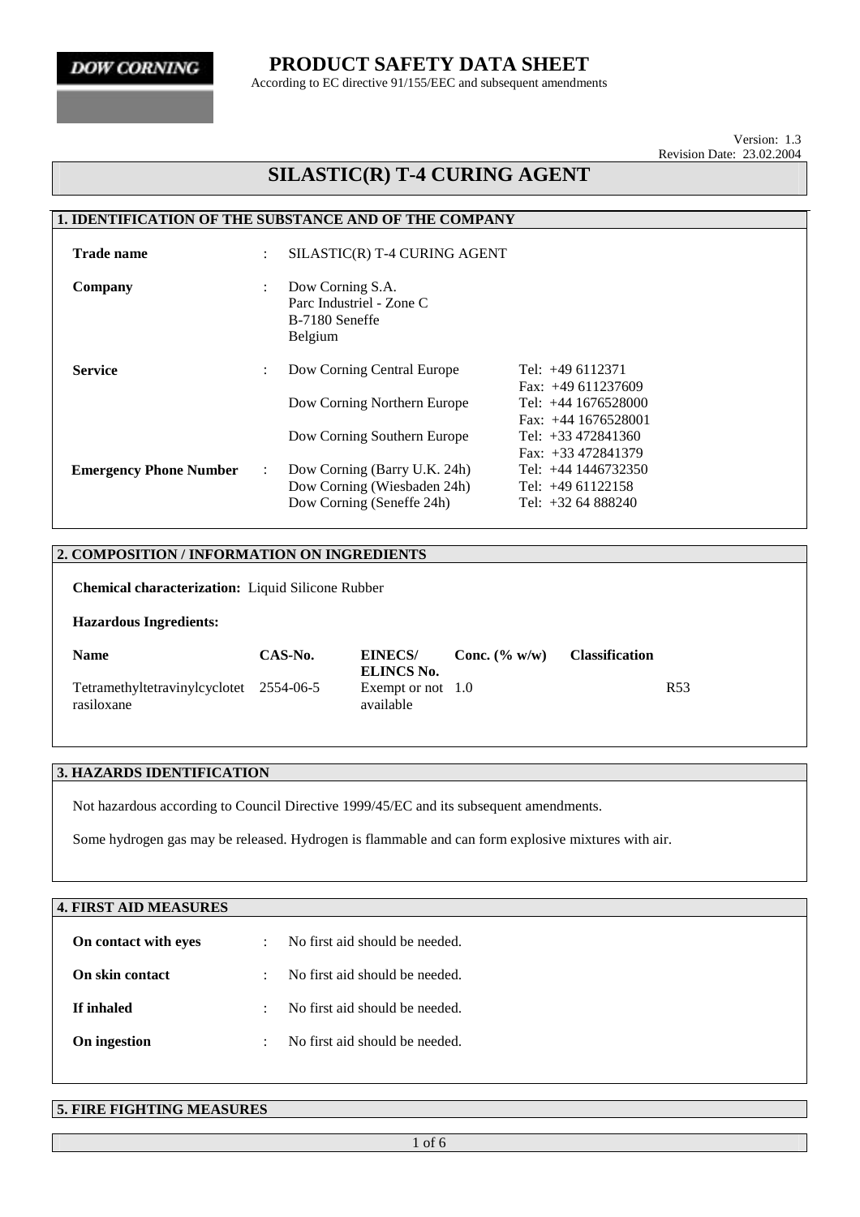DOW CORNING

# PRODUCT SAFETY DATA SHEET

According to EC directive 91/155/EEC and subsequent amendments

Version: 1.3
Revision Date: 23.02.2004

# SILASTIC(R) T-4 CURING AGENT

## 1. IDENTIFICATION OF THE SUBSTANCE AND OF THE COMPANY

**Trade name** : SILASTIC(R) T-4 CURING AGENT

**Company** : Dow Corning S.A.
Parc Industriel - Zone C
B-7180 Seneffe
Belgium

**Service** :

| | |
|---|---|
| Dow Corning Central Europe | Tel: +49 6112371<br>Fax: +49 611237609 |
| Dow Corning Northern Europe | Tel: +44 1676528000<br>Fax: +44 1676528001 |
| Dow Corning Southern Europe | Tel: +33 472841360<br>Fax: +33 472841379 |

**Emergency Phone Number** :

| | |
|---|---|
| Dow Corning (Barry U.K. 24h) | Tel: +44 1446732350 |
| Dow Corning (Wiesbaden 24h) | Tel: +49 61122158 |
| Dow Corning (Seneffe 24h) | Tel: +32 64 888240 |

## 2. COMPOSITION / INFORMATION ON INGREDIENTS

**Chemical characterization:** Liquid Silicone Rubber

**Hazardous Ingredients:**

| Name | CAS-No. | EINECS/ ELINCS No. | Conc. (% w/w) | Classification |
|---|---|---|---|---|
| Tetramethyltetravinylcyclotetrasiloxane | 2554-06-5 | Exempt or not available | 1.0 | R53 |

## 3. HAZARDS IDENTIFICATION

Not hazardous according to Council Directive 1999/45/EC and its subsequent amendments.

Some hydrogen gas may be released. Hydrogen is flammable and can form explosive mixtures with air.

## 4. FIRST AID MEASURES

**On contact with eyes** : No first aid should be needed.

**On skin contact** : No first aid should be needed.

**If inhaled** : No first aid should be needed.

**On ingestion** : No first aid should be needed.

## 5. FIRE FIGHTING MEASURES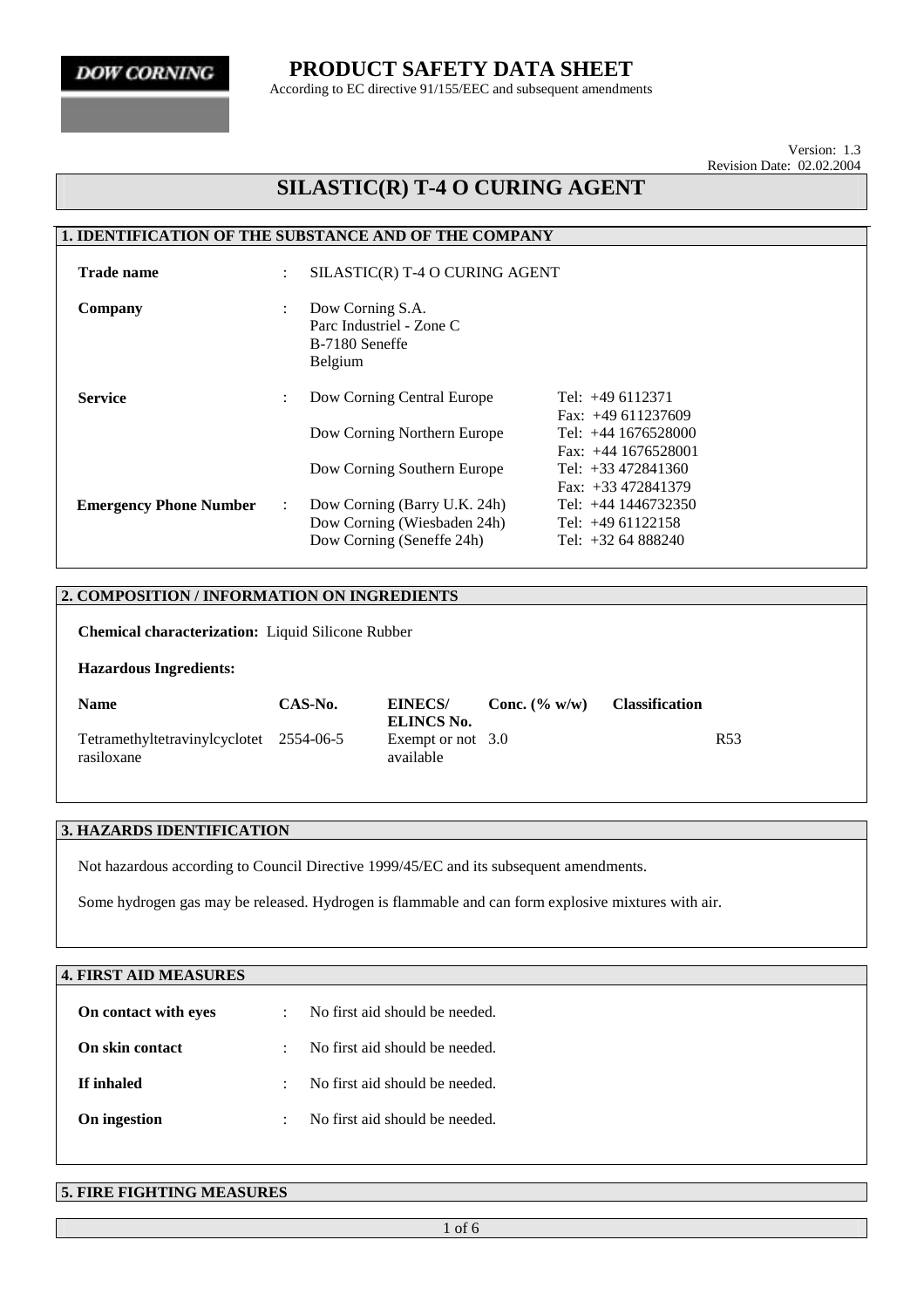**DOW CORNING**

# PRODUCT SAFETY DATA SHEET

According to EC directive 91/155/EEC and subsequent amendments

Version: 1.3
Revision Date: 02.02.2004

# SILASTIC(R) T-4 O CURING AGENT

## 1. IDENTIFICATION OF THE SUBSTANCE AND OF THE COMPANY

| | | | |
|---|---|---|---|
| **Trade name** | : | SILASTIC(R) T-4 O CURING AGENT | |
| **Company** | : | Dow Corning S.A.<br>Parc Industriel - Zone C<br>B-7180 Seneffe<br>Belgium | |
| **Service** | : | Dow Corning Central Europe | Tel: +49 6112371<br>Fax: +49 611237609 |
| | | Dow Corning Northern Europe | Tel: +44 1676528000<br>Fax: +44 1676528001 |
| | | Dow Corning Southern Europe | Tel: +33 472841360<br>Fax: +33 472841379 |
| **Emergency Phone Number** | : | Dow Corning (Barry U.K. 24h) | Tel: +44 1446732350 |
| | | Dow Corning (Wiesbaden 24h) | Tel: +49 61122158 |
| | | Dow Corning (Seneffe 24h) | Tel: +32 64 888240 |

## 2. COMPOSITION / INFORMATION ON INGREDIENTS

**Chemical characterization:** Liquid Silicone Rubber

**Hazardous Ingredients:**

| Name | CAS-No. | EINECS/ ELINCS No. | Conc. (% w/w) | Classification |
|---|---|---|---|---|
| Tetramethyltetravinylcyclotetrasiloxane | 2554-06-5 | Exempt or not available | 3.0 | R53 |

## 3. HAZARDS IDENTIFICATION

Not hazardous according to Council Directive 1999/45/EC and its subsequent amendments.

Some hydrogen gas may be released. Hydrogen is flammable and can form explosive mixtures with air.

## 4. FIRST AID MEASURES

| | | |
|---|---|---|
| **On contact with eyes** | : | No first aid should be needed. |
| **On skin contact** | : | No first aid should be needed. |
| **If inhaled** | : | No first aid should be needed. |
| **On ingestion** | : | No first aid should be needed. |

## 5. FIRE FIGHTING MEASURES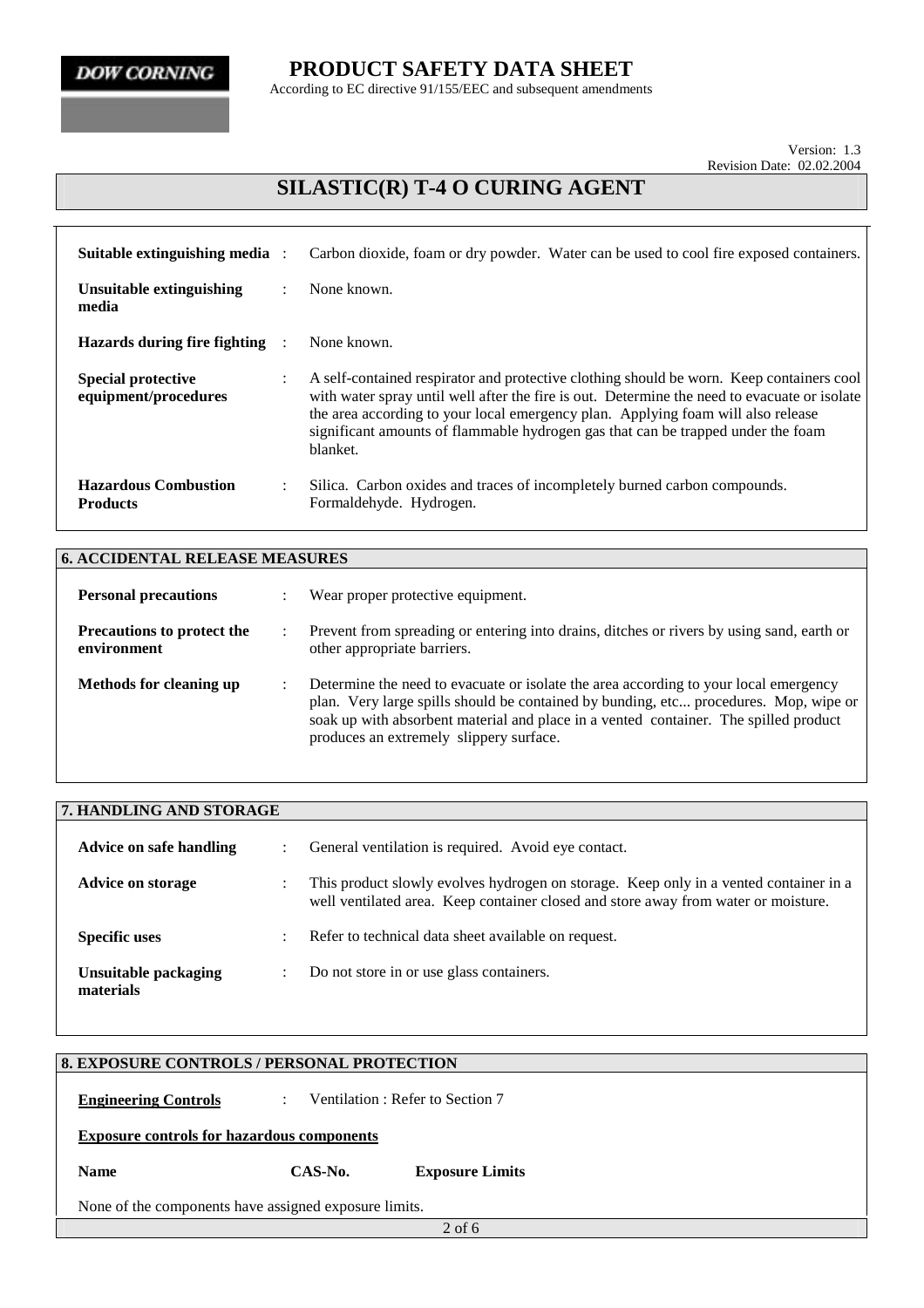| | | |
|---|---|---|
| **Suitable extinguishing media** | : | Carbon dioxide, foam or dry powder. Water can be used to cool fire exposed containers. |
| **Unsuitable extinguishing media** | : | None known. |
| **Hazards during fire fighting** | : | None known. |
| **Special protective equipment/procedures** | : | A self-contained respirator and protective clothing should be worn. Keep containers cool with water spray until well after the fire is out. Determine the need to evacuate or isolate the area according to your local emergency plan. Applying foam will also release significant amounts of flammable hydrogen gas that can be trapped under the foam blanket. |
| **Hazardous Combustion Products** | : | Silica. Carbon oxides and traces of incompletely burned carbon compounds. Formaldehyde. Hydrogen. |

## 6. ACCIDENTAL RELEASE MEASURES

| | | |
|---|---|---|
| **Personal precautions** | : | Wear proper protective equipment. |
| **Precautions to protect the environment** | : | Prevent from spreading or entering into drains, ditches or rivers by using sand, earth or other appropriate barriers. |
| **Methods for cleaning up** | : | Determine the need to evacuate or isolate the area according to your local emergency plan. Very large spills should be contained by bunding, etc... procedures. Mop, wipe or soak up with absorbent material and place in a vented container. The spilled product produces an extremely slippery surface. |

## 7. HANDLING AND STORAGE

| | | |
|---|---|---|
| **Advice on safe handling** | : | General ventilation is required. Avoid eye contact. |
| **Advice on storage** | : | This product slowly evolves hydrogen on storage. Keep only in a vented container in a well ventilated area. Keep container closed and store away from water or moisture. |
| **Specific uses** | : | Refer to technical data sheet available on request. |
| **Unsuitable packaging materials** | : | Do not store in or use glass containers. |

## 8. EXPOSURE CONTROLS / PERSONAL PROTECTION

**Engineering Controls** : Ventilation : Refer to Section 7

**Exposure controls for hazardous components**

| Name | CAS-No. | Exposure Limits |
|---|---|---|

None of the components have assigned exposure limits.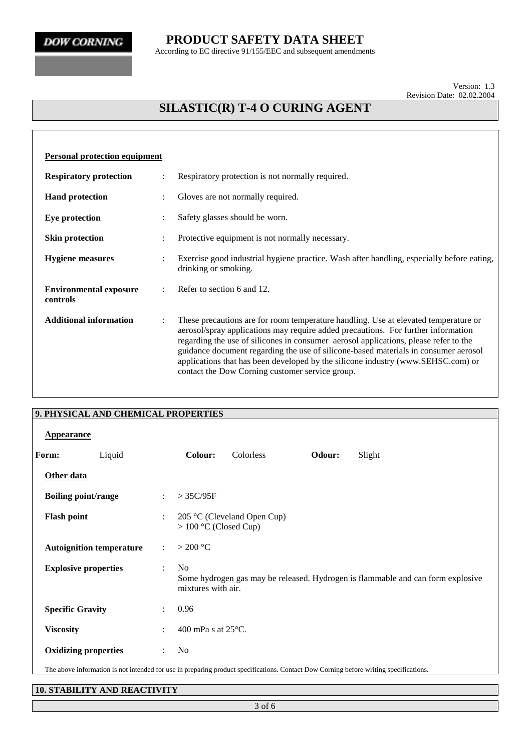**Personal protection equipment**

| | | |
|---|---|---|
| **Respiratory protection** | : | Respiratory protection is not normally required. |
| **Hand protection** | : | Gloves are not normally required. |
| **Eye protection** | : | Safety glasses should be worn. |
| **Skin protection** | : | Protective equipment is not normally necessary. |
| **Hygiene measures** | : | Exercise good industrial hygiene practice. Wash after handling, especially before eating, drinking or smoking. |
| **Environmental exposure controls** | : | Refer to section 6 and 12. |
| **Additional information** | : | These precautions are for room temperature handling. Use at elevated temperature or aerosol/spray applications may require added precautions. For further information regarding the use of silicones in consumer aerosol applications, please refer to the guidance document regarding the use of silicone-based materials in consumer aerosol applications that has been developed by the silicone industry (www.SEHSC.com) or contact the Dow Corning customer service group. |

## 9. PHYSICAL AND CHEMICAL PROPERTIES

**Appearance**

**Form:** Liquid **Colour:** Colorless **Odour:** Slight

**Other data**

| | | |
|---|---|---|
| **Boiling point/range** | : | > 35C/95F |
| **Flash point** | : | 205 °C (Cleveland Open Cup)<br>> 100 °C (Closed Cup) |
| **Autoignition temperature** | : | > 200 °C |
| **Explosive properties** | : | No<br>Some hydrogen gas may be released. Hydrogen is flammable and can form explosive mixtures with air. |
| **Specific Gravity** | : | 0.96 |
| **Viscosity** | : | 400 mPa s at 25°C. |
| **Oxidizing properties** | : | No |

The above information is not intended for use in preparing product specifications. Contact Dow Corning before writing specifications.

## 10. STABILITY AND REACTIVITY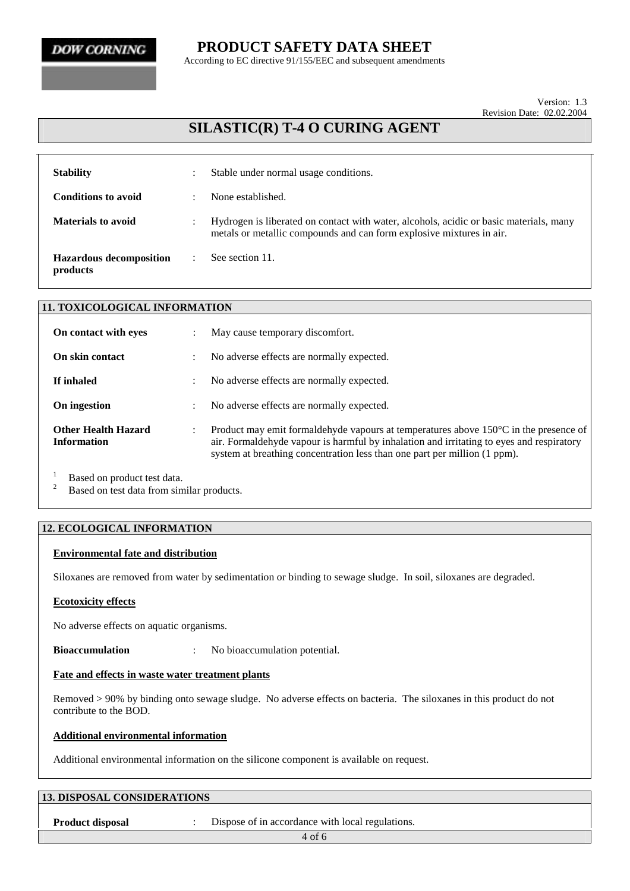# SILASTIC(R) T-4 O CURING AGENT

| | | |
|---|---|---|
| **Stability** | : | Stable under normal usage conditions. |
| **Conditions to avoid** | : | None established. |
| **Materials to avoid** | : | Hydrogen is liberated on contact with water, alcohols, acidic or basic materials, many metals or metallic compounds and can form explosive mixtures in air. |
| **Hazardous decomposition products** | : | See section 11. |

## 11. TOXICOLOGICAL INFORMATION

| | | |
|---|---|---|
| **On contact with eyes** | : | May cause temporary discomfort. |
| **On skin contact** | : | No adverse effects are normally expected. |
| **If inhaled** | : | No adverse effects are normally expected. |
| **On ingestion** | : | No adverse effects are normally expected. |
| **Other Health Hazard Information** | : | Product may emit formaldehyde vapours at temperatures above 150°C in the presence of air. Formaldehyde vapour is harmful by inhalation and irritating to eyes and respiratory system at breathing concentration less than one part per million (1 ppm). |

[1] Based on product test data.
[2] Based on test data from similar products.

## 12. ECOLOGICAL INFORMATION

**Environmental fate and distribution**

Siloxanes are removed from water by sedimentation or binding to sewage sludge. In soil, siloxanes are degraded.

**Ecotoxicity effects**

No adverse effects on aquatic organisms.

**Bioaccumulation** : No bioaccumulation potential.

**Fate and effects in waste water treatment plants**

Removed > 90% by binding onto sewage sludge. No adverse effects on bacteria. The siloxanes in this product do not contribute to the BOD.

**Additional environmental information**

Additional environmental information on the silicone component is available on request.

## 13. DISPOSAL CONSIDERATIONS

**Product disposal** : Dispose of in accordance with local regulations.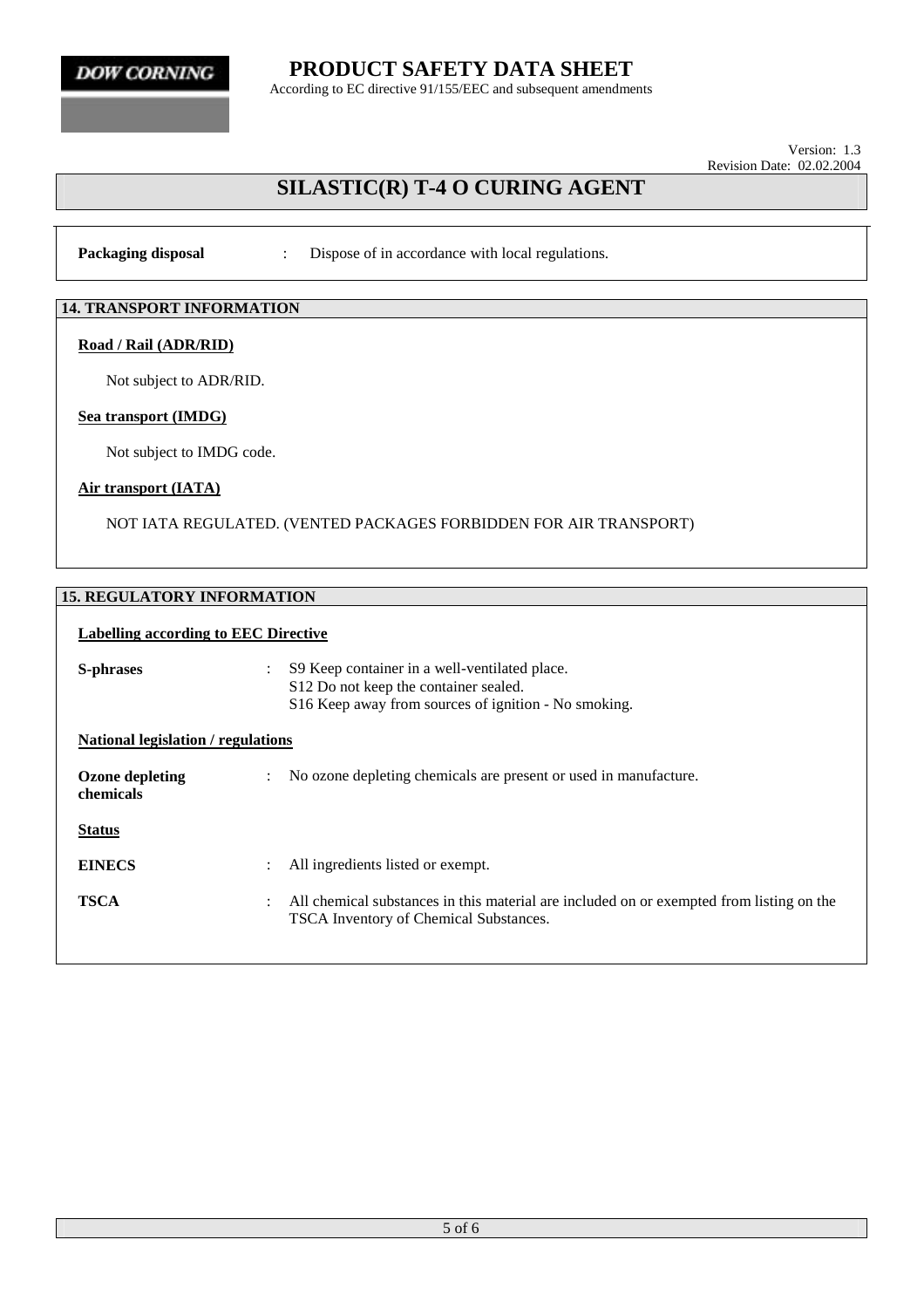**Packaging disposal** : Dispose of in accordance with local regulations.

## 14. TRANSPORT INFORMATION

**Road / Rail (ADR/RID)**

Not subject to ADR/RID.

**Sea transport (IMDG)**

Not subject to IMDG code.

**Air transport (IATA)**

NOT IATA REGULATED. (VENTED PACKAGES FORBIDDEN FOR AIR TRANSPORT)

## 15. REGULATORY INFORMATION

**Labelling according to EEC Directive**

**S-phrases** : S9 Keep container in a well-ventilated place.
S12 Do not keep the container sealed.
S16 Keep away from sources of ignition - No smoking.

**National legislation / regulations**

**Ozone depleting chemicals** : No ozone depleting chemicals are present or used in manufacture.

**Status**

**EINECS** : All ingredients listed or exempt.

**TSCA** : All chemical substances in this material are included on or exempted from listing on the TSCA Inventory of Chemical Substances.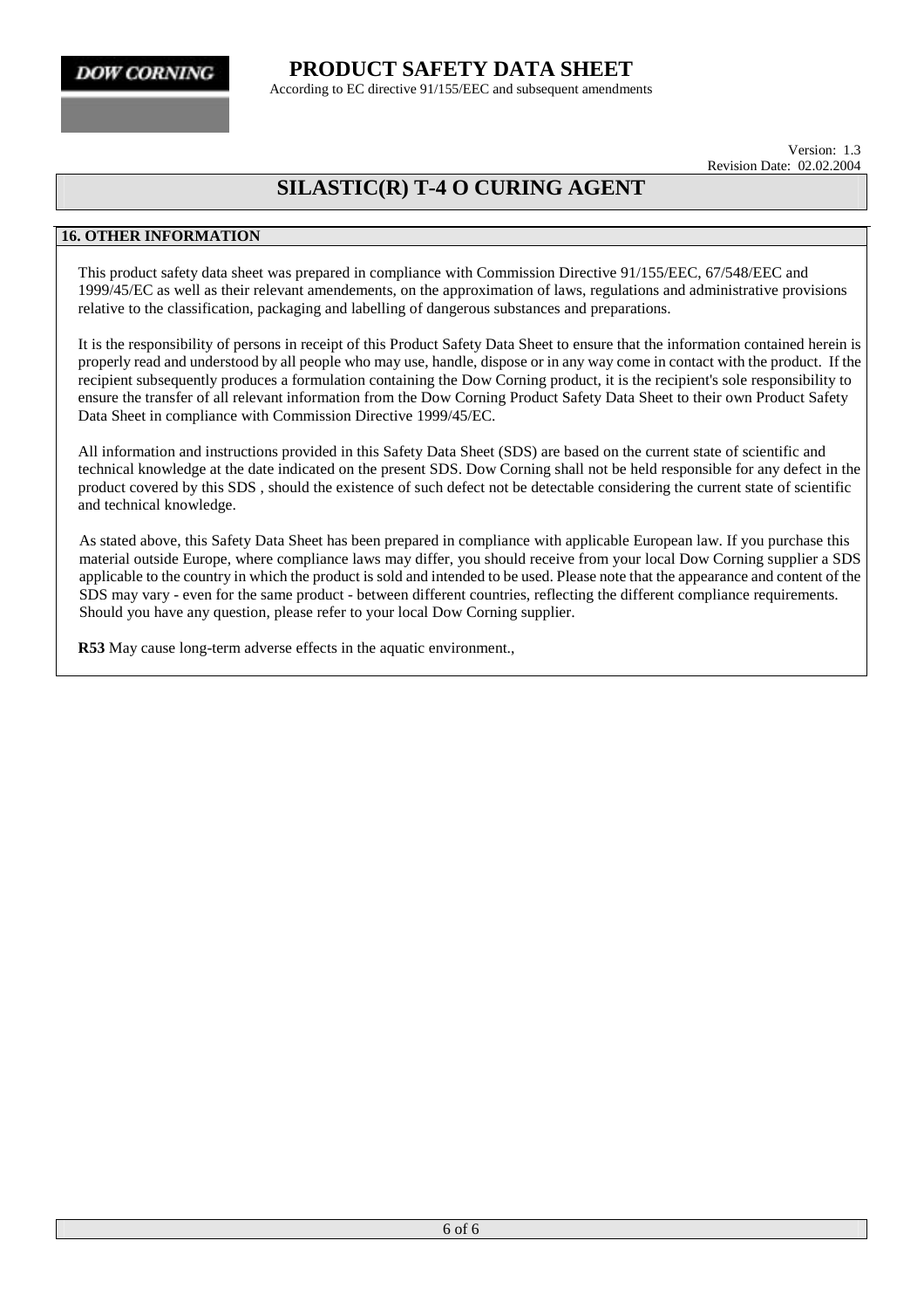# PRODUCT SAFETY DATA SHEET

According to EC directive 91/155/EEC and subsequent amendments

Version: 1.3
Revision Date: 02.02.2004

## SILASTIC(R) T-4 O CURING AGENT

### 16. OTHER INFORMATION

This product safety data sheet was prepared in compliance with Commission Directive 91/155/EEC, 67/548/EEC and 1999/45/EC as well as their relevant amendements, on the approximation of laws, regulations and administrative provisions relative to the classification, packaging and labelling of dangerous substances and preparations.

It is the responsibility of persons in receipt of this Product Safety Data Sheet to ensure that the information contained herein is properly read and understood by all people who may use, handle, dispose or in any way come in contact with the product. If the recipient subsequently produces a formulation containing the Dow Corning product, it is the recipient's sole responsibility to ensure the transfer of all relevant information from the Dow Corning Product Safety Data Sheet to their own Product Safety Data Sheet in compliance with Commission Directive 1999/45/EC.

All information and instructions provided in this Safety Data Sheet (SDS) are based on the current state of scientific and technical knowledge at the date indicated on the present SDS. Dow Corning shall not be held responsible for any defect in the product covered by this SDS , should the existence of such defect not be detectable considering the current state of scientific and technical knowledge.

As stated above, this Safety Data Sheet has been prepared in compliance with applicable European law. If you purchase this material outside Europe, where compliance laws may differ, you should receive from your local Dow Corning supplier a SDS applicable to the country in which the product is sold and intended to be used. Please note that the appearance and content of the SDS may vary - even for the same product - between different countries, reflecting the different compliance requirements. Should you have any question, please refer to your local Dow Corning supplier.

**R53** May cause long-term adverse effects in the aquatic environment.,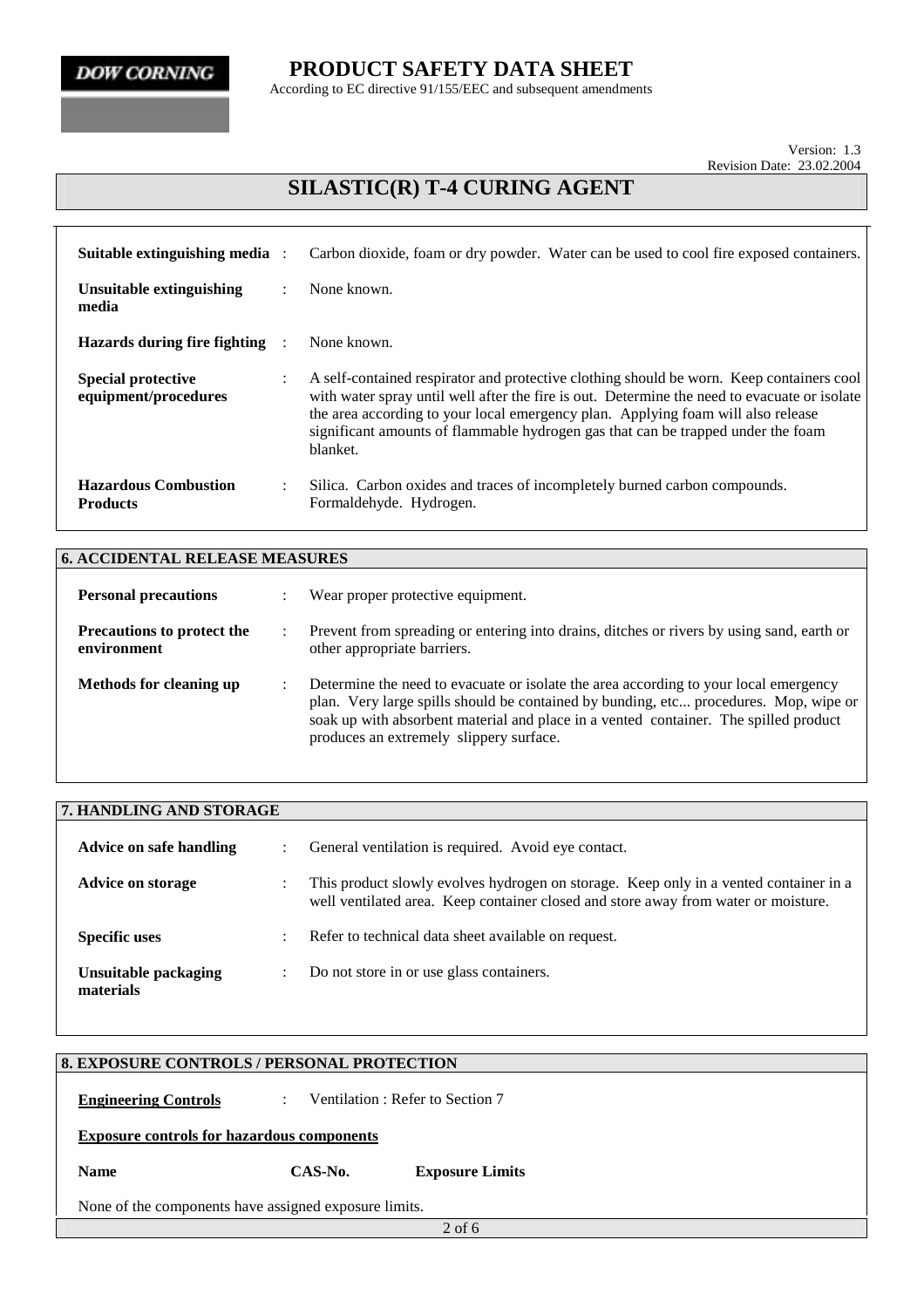# PRODUCT SAFETY DATA SHEET

According to EC directive 91/155/EEC and subsequent amendments

Version: 1.3
Revision Date: 23.02.2004

## SILASTIC(R) T-4 CURING AGENT

| | | |
|---|---|---|
| **Suitable extinguishing media** | : | Carbon dioxide, foam or dry powder. Water can be used to cool fire exposed containers. |
| **Unsuitable extinguishing media** | : | None known. |
| **Hazards during fire fighting** | : | None known. |
| **Special protective equipment/procedures** | : | A self-contained respirator and protective clothing should be worn. Keep containers cool with water spray until well after the fire is out. Determine the need to evacuate or isolate the area according to your local emergency plan. Applying foam will also release significant amounts of flammable hydrogen gas that can be trapped under the foam blanket. |
| **Hazardous Combustion Products** | : | Silica. Carbon oxides and traces of incompletely burned carbon compounds. Formaldehyde. Hydrogen. |

## 6. ACCIDENTAL RELEASE MEASURES

| | | |
|---|---|---|
| **Personal precautions** | : | Wear proper protective equipment. |
| **Precautions to protect the environment** | : | Prevent from spreading or entering into drains, ditches or rivers by using sand, earth or other appropriate barriers. |
| **Methods for cleaning up** | : | Determine the need to evacuate or isolate the area according to your local emergency plan. Very large spills should be contained by bunding, etc... procedures. Mop, wipe or soak up with absorbent material and place in a vented container. The spilled product produces an extremely slippery surface. |

## 7. HANDLING AND STORAGE

| | | |
|---|---|---|
| **Advice on safe handling** | : | General ventilation is required. Avoid eye contact. |
| **Advice on storage** | : | This product slowly evolves hydrogen on storage. Keep only in a vented container in a well ventilated area. Keep container closed and store away from water or moisture. |
| **Specific uses** | : | Refer to technical data sheet available on request. |
| **Unsuitable packaging materials** | : | Do not store in or use glass containers. |

## 8. EXPOSURE CONTROLS / PERSONAL PROTECTION

**Engineering Controls** : Ventilation : Refer to Section 7

**Exposure controls for hazardous components**

| Name | CAS-No. | Exposure Limits |
|---|---|---|

None of the components have assigned exposure limits.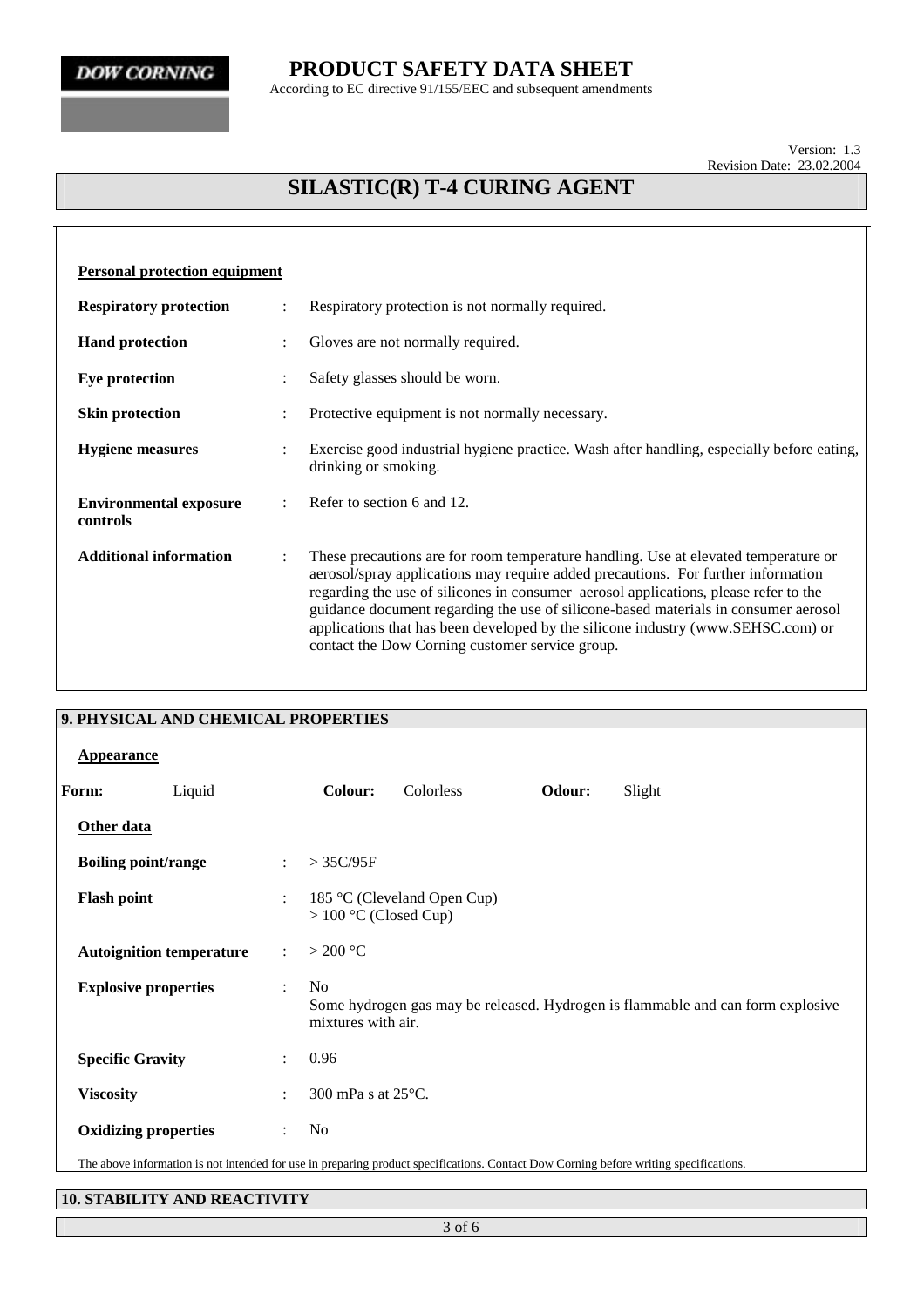**PRODUCT SAFETY DATA SHEET**

According to EC directive 91/155/EEC and subsequent amendments

Version: 1.3
Revision Date: 23.02.2004

# SILASTIC(R) T-4 CURING AGENT

**Personal protection equipment**

| | | |
|---|---|---|
| **Respiratory protection** | : | Respiratory protection is not normally required. |
| **Hand protection** | : | Gloves are not normally required. |
| **Eye protection** | : | Safety glasses should be worn. |
| **Skin protection** | : | Protective equipment is not normally necessary. |
| **Hygiene measures** | : | Exercise good industrial hygiene practice. Wash after handling, especially before eating, drinking or smoking. |
| **Environmental exposure controls** | : | Refer to section 6 and 12. |
| **Additional information** | : | These precautions are for room temperature handling. Use at elevated temperature or aerosol/spray applications may require added precautions. For further information regarding the use of silicones in consumer aerosol applications, please refer to the guidance document regarding the use of silicone-based materials in consumer aerosol applications that has been developed by the silicone industry (www.SEHSC.com) or contact the Dow Corning customer service group. |

## 9. PHYSICAL AND CHEMICAL PROPERTIES

**Appearance**

**Form:** Liquid **Colour:** Colorless **Odour:** Slight

**Other data**

| | | |
|---|---|---|
| **Boiling point/range** | : | > 35C/95F |
| **Flash point** | : | 185 °C (Cleveland Open Cup)<br>> 100 °C (Closed Cup) |
| **Autoignition temperature** | : | > 200 °C |
| **Explosive properties** | : | No<br>Some hydrogen gas may be released. Hydrogen is flammable and can form explosive mixtures with air. |
| **Specific Gravity** | : | 0.96 |
| **Viscosity** | : | 300 mPa s at 25°C. |
| **Oxidizing properties** | : | No |

The above information is not intended for use in preparing product specifications. Contact Dow Corning before writing specifications.

## 10. STABILITY AND REACTIVITY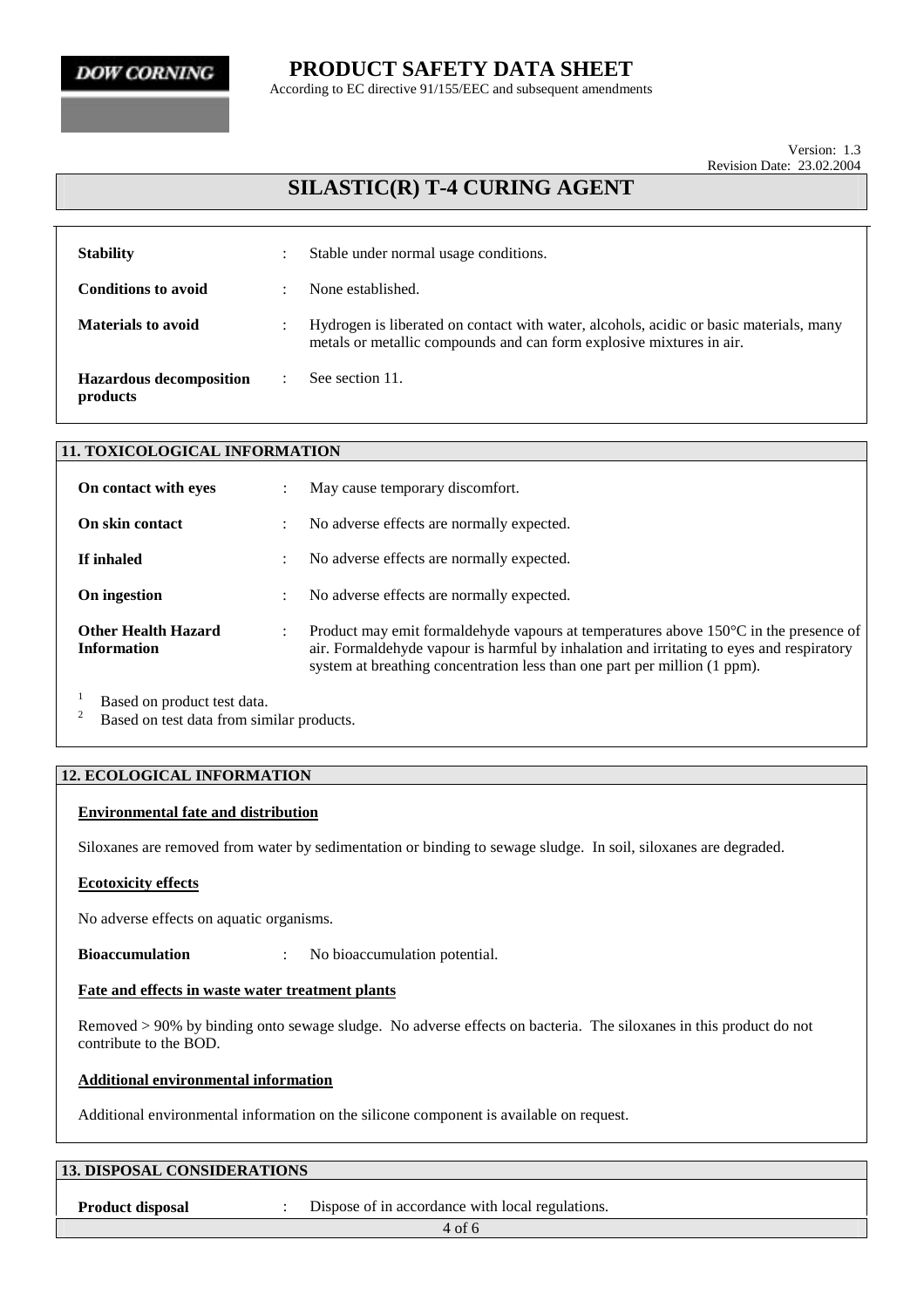| | | |
|---|---|---|
| **Stability** | : | Stable under normal usage conditions. |
| **Conditions to avoid** | : | None established. |
| **Materials to avoid** | : | Hydrogen is liberated on contact with water, alcohols, acidic or basic materials, many metals or metallic compounds and can form explosive mixtures in air. |
| **Hazardous decomposition products** | : | See section 11. |

## 11. TOXICOLOGICAL INFORMATION

| | | |
|---|---|---|
| **On contact with eyes** | : | May cause temporary discomfort. |
| **On skin contact** | : | No adverse effects are normally expected. |
| **If inhaled** | : | No adverse effects are normally expected. |
| **On ingestion** | : | No adverse effects are normally expected. |
| **Other Health Hazard Information** | : | Product may emit formaldehyde vapours at temperatures above 150°C in the presence of air. Formaldehyde vapour is harmful by inhalation and irritating to eyes and respiratory system at breathing concentration less than one part per million (1 ppm). |

[1] Based on product test data.
[2] Based on test data from similar products.

## 12. ECOLOGICAL INFORMATION

**Environmental fate and distribution**

Siloxanes are removed from water by sedimentation or binding to sewage sludge. In soil, siloxanes are degraded.

**Ecotoxicity effects**

No adverse effects on aquatic organisms.

**Bioaccumulation** : No bioaccumulation potential.

**Fate and effects in waste water treatment plants**

Removed > 90% by binding onto sewage sludge. No adverse effects on bacteria. The siloxanes in this product do not contribute to the BOD.

**Additional environmental information**

Additional environmental information on the silicone component is available on request.

## 13. DISPOSAL CONSIDERATIONS

**Product disposal** : Dispose of in accordance with local regulations.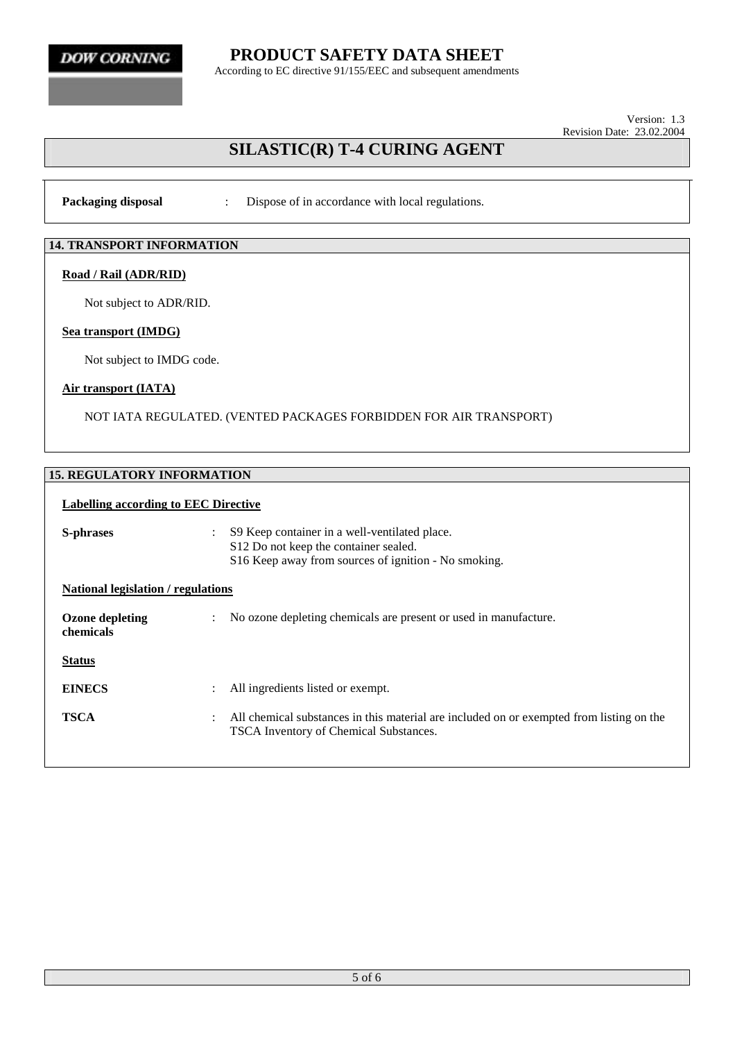**Packaging disposal** : Dispose of in accordance with local regulations.

## 14. TRANSPORT INFORMATION

**Road / Rail (ADR/RID)**

Not subject to ADR/RID.

**Sea transport (IMDG)**

Not subject to IMDG code.

**Air transport (IATA)**

NOT IATA REGULATED. (VENTED PACKAGES FORBIDDEN FOR AIR TRANSPORT)

## 15. REGULATORY INFORMATION

**Labelling according to EEC Directive**

**S-phrases** : S9 Keep container in a well-ventilated place.
S12 Do not keep the container sealed.
S16 Keep away from sources of ignition - No smoking.

**National legislation / regulations**

**Ozone depleting chemicals** : No ozone depleting chemicals are present or used in manufacture.

**Status**

**EINECS** : All ingredients listed or exempt.

**TSCA** : All chemical substances in this material are included on or exempted from listing on the TSCA Inventory of Chemical Substances.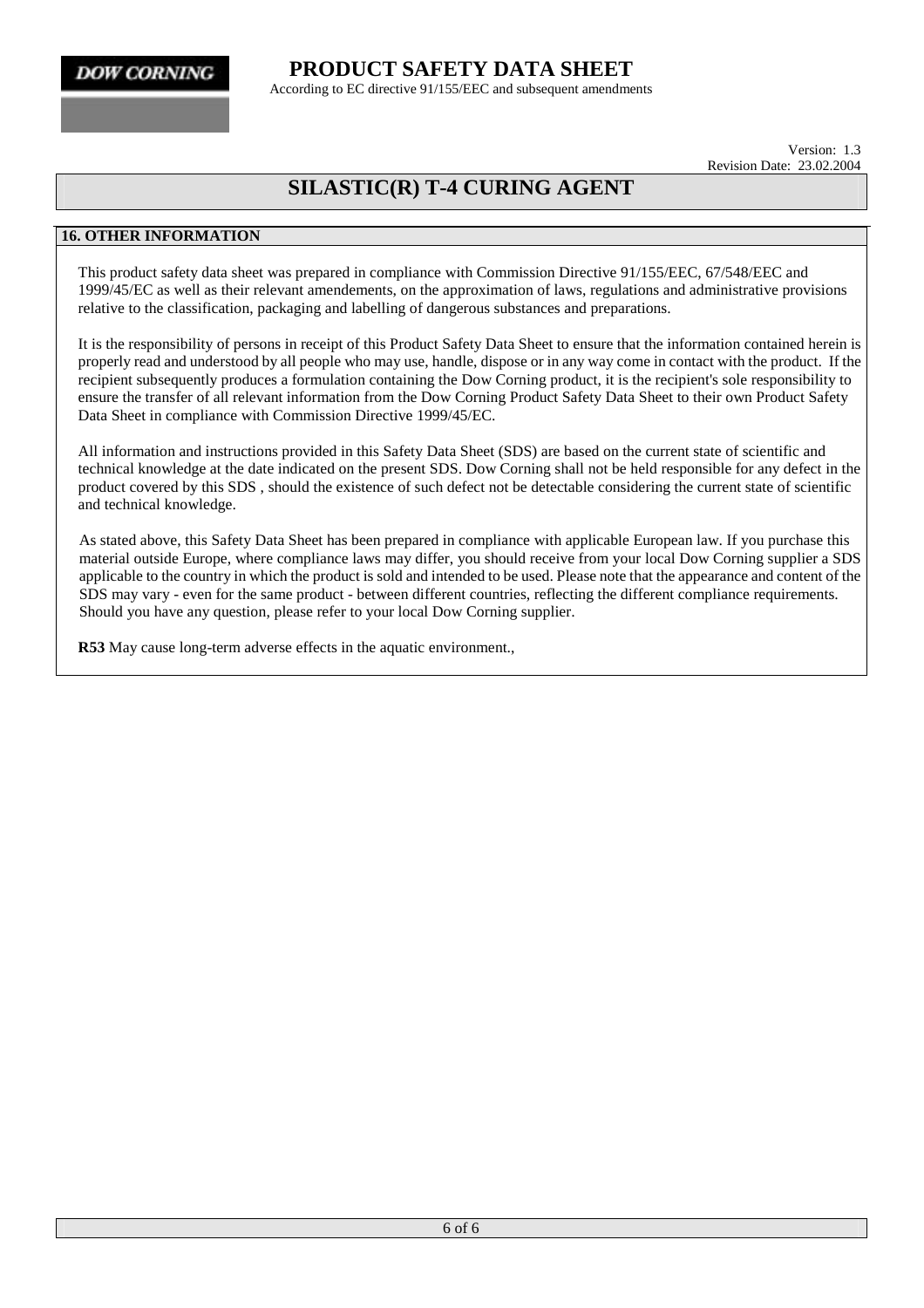## 16. OTHER INFORMATION

This product safety data sheet was prepared in compliance with Commission Directive 91/155/EEC, 67/548/EEC and 1999/45/EC as well as their relevant amendements, on the approximation of laws, regulations and administrative provisions relative to the classification, packaging and labelling of dangerous substances and preparations.

It is the responsibility of persons in receipt of this Product Safety Data Sheet to ensure that the information contained herein is properly read and understood by all people who may use, handle, dispose or in any way come in contact with the product. If the recipient subsequently produces a formulation containing the Dow Corning product, it is the recipient's sole responsibility to ensure the transfer of all relevant information from the Dow Corning Product Safety Data Sheet to their own Product Safety Data Sheet in compliance with Commission Directive 1999/45/EC.

All information and instructions provided in this Safety Data Sheet (SDS) are based on the current state of scientific and technical knowledge at the date indicated on the present SDS. Dow Corning shall not be held responsible for any defect in the product covered by this SDS , should the existence of such defect not be detectable considering the current state of scientific and technical knowledge.

As stated above, this Safety Data Sheet has been prepared in compliance with applicable European law. If you purchase this material outside Europe, where compliance laws may differ, you should receive from your local Dow Corning supplier a SDS applicable to the country in which the product is sold and intended to be used. Please note that the appearance and content of the SDS may vary - even for the same product - between different countries, reflecting the different compliance requirements. Should you have any question, please refer to your local Dow Corning supplier.

**R53** May cause long-term adverse effects in the aquatic environment.,